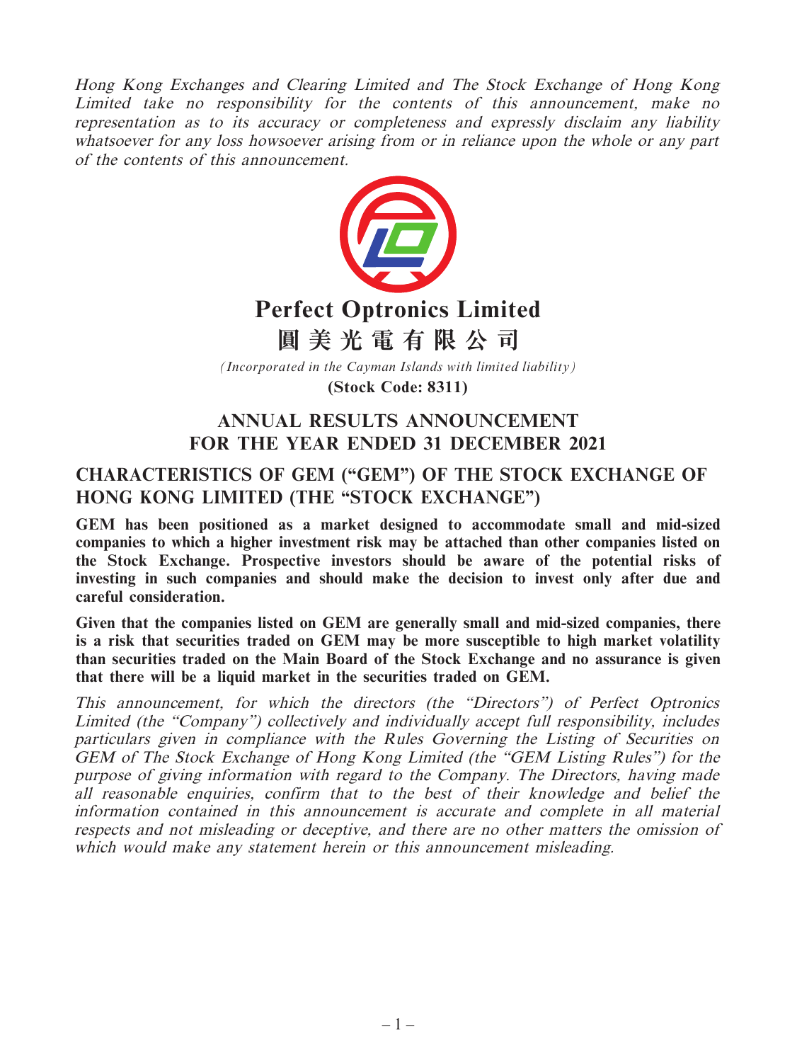*Hong Kong Exchanges and Clearing Limited and The Stock Exchange of Hong Kong Limited take no responsibility for the contents of this announcement, make no representation as to its accuracy or completeness and expressly disclaim any liability whatsoever for any loss howsoever arising from or in reliance upon the whole or any part of the contents of this announcement.*

# Perfect Optronics Limited

# 圓美光電有限公司

*(Incorporated in the Cayman Islands with limited liability)*

**(Stock Code: 8311)**

## ANNUAL RESULTS ANNOUNCEMENT FOR THE YEAR ENDED 31 DECEMBER 2021

## CHARACTERISTICS OF GEM ("GEM") OF THE STOCK EXCHANGE OF HONG KONG LIMITED (THE "STOCK EXCHANGE")

**GEM has been positioned as a market designed to accommodate small and mid-sized companies to which a higher investment risk may be attached than other companies listed on the Stock Exchange. Prospective investors should be aware of the potential risks of investing in such companies and should make the decision to invest only after due and careful consideration.**

**Given that the companies listed on GEM are generally small and mid-sized companies, there is a risk that securities traded on GEM may be more susceptible to high market volatility than securities traded on the Main Board of the Stock Exchange and no assurance is given that there will be a liquid market in the securities traded on GEM.**

*This announcement, for which the directors (the "Directors") of Perfect Optronics Limited (the "Company") collectively and individually accept full responsibility, includes particulars given in compliance with the Rules Governing the Listing of Securities on GEM of The Stock Exchange of Hong Kong Limited (the "GEM Listing Rules") for the purpose of giving information with regard to the Company. The Directors, having made all reasonable enquiries, confirm that to the best of their knowledge and belief the information contained in this announcement is accurate and complete in all material respects and not misleading or deceptive, and there are no other matters the omission of which would make any statement herein or this announcement misleading.*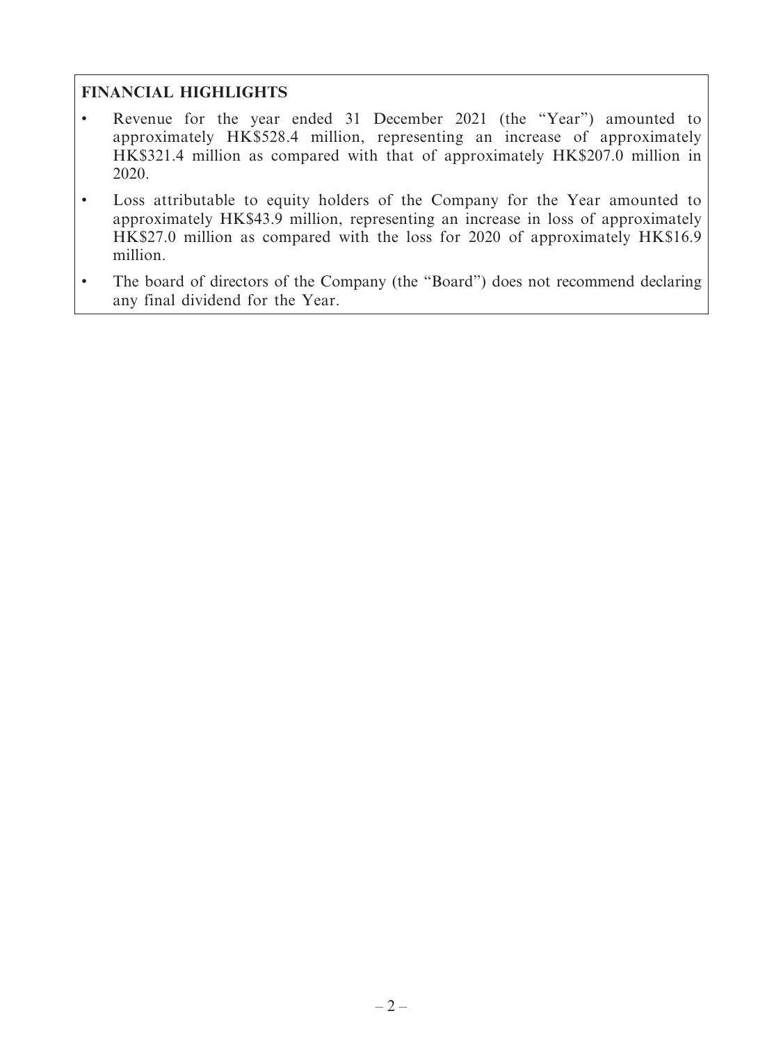## FINANCIAL HIGHLIGHTS

- Revenue for the year ended 31 December 2021 (the "Year") amounted to approximately HK$528.4 million, representing an increase of approximately HK$321.4 million as compared with that of approximately HK$207.0 million in 2020.
- Loss attributable to equity holders of the Company for the Year amounted to approximately HK$43.9 million, representing an increase in loss of approximately HK$27.0 million as compared with the loss for 2020 of approximately HK$16.9 million.
- The board of directors of the Company (the "Board") does not recommend declaring any final dividend for the Year.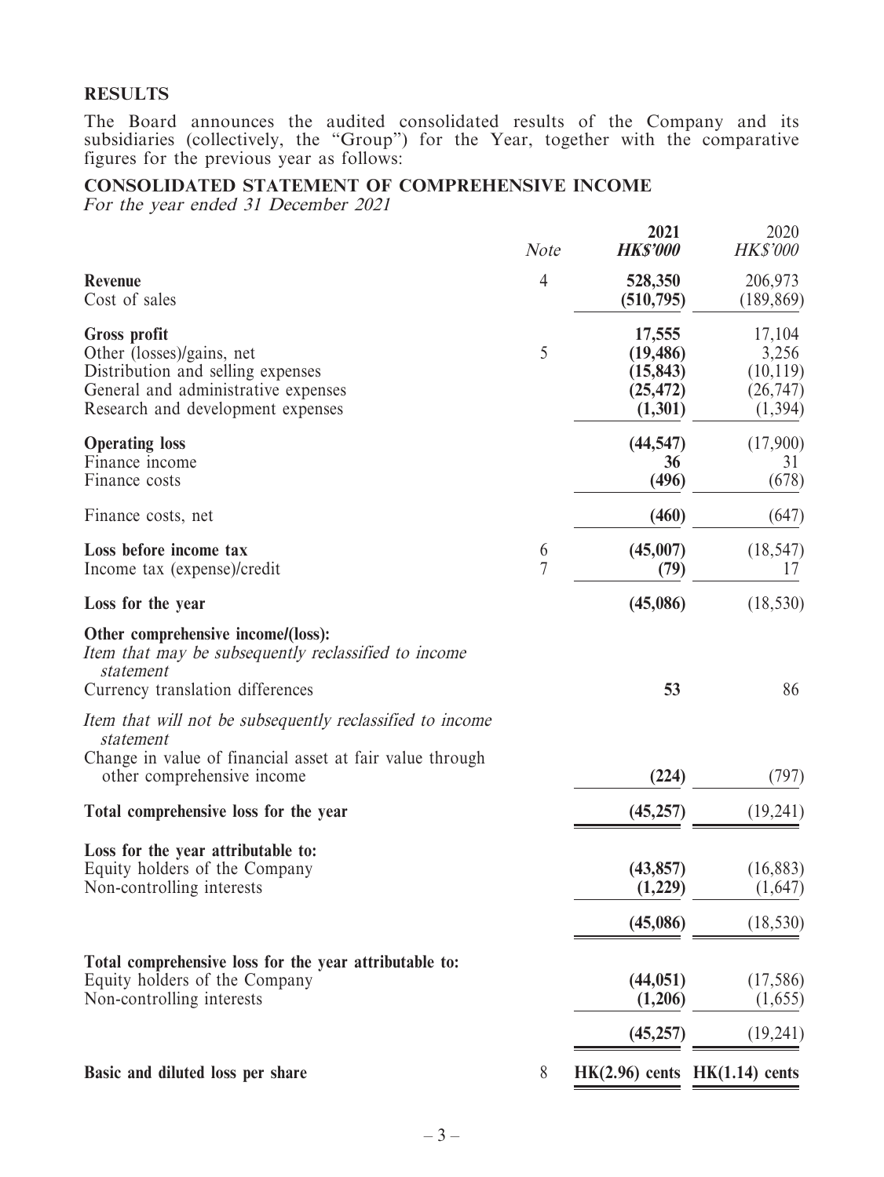## RESULTS

The Board announces the audited consolidated results of the Company and its subsidiaries (collectively, the "Group") for the Year, together with the comparative figures for the previous year as follows:

## CONSOLIDATED STATEMENT OF COMPREHENSIVE INCOME

*For the year ended 31 December 2021*

| | Note | 2021<br>HK$'000 | 2020<br>HK$'000 |
|---|---|---|---|
| **Revenue** | 4 | **528,350** | 206,973 |
| Cost of sales | | **(510,795)** | (189,869) |
| **Gross profit** | | **17,555** | 17,104 |
| Other (losses)/gains, net | 5 | **(19,486)** | 3,256 |
| Distribution and selling expenses | | **(15,843)** | (10,119) |
| General and administrative expenses | | **(25,472)** | (26,747) |
| Research and development expenses | | **(1,301)** | (1,394) |
| **Operating loss** | | **(44,547)** | (17,900) |
| Finance income | | **36** | 31 |
| Finance costs | | **(496)** | (678) |
| Finance costs, net | | **(460)** | (647) |
| **Loss before income tax** | 6 | **(45,007)** | (18,547) |
| Income tax (expense)/credit | 7 | **(79)** | 17 |
| **Loss for the year** | | **(45,086)** | (18,530) |
| **Other comprehensive income/(loss):** | | | |
| *Item that may be subsequently reclassified to income statement* | | | |
| Currency translation differences | | **53** | 86 |
| *Item that will not be subsequently reclassified to income statement* | | | |
| Change in value of financial asset at fair value through other comprehensive income | | **(224)** | (797) |
| **Total comprehensive loss for the year** | | **(45,257)** | (19,241) |
| **Loss for the year attributable to:** | | | |
| Equity holders of the Company | | **(43,857)** | (16,883) |
| Non-controlling interests | | **(1,229)** | (1,647) |
| | | **(45,086)** | (18,530) |
| **Total comprehensive loss for the year attributable to:** | | | |
| Equity holders of the Company | | **(44,051)** | (17,586) |
| Non-controlling interests | | **(1,206)** | (1,655) |
| | | **(45,257)** | (19,241) |
| **Basic and diluted loss per share** | 8 | **HK(2.96) cents** | HK(1.14) cents |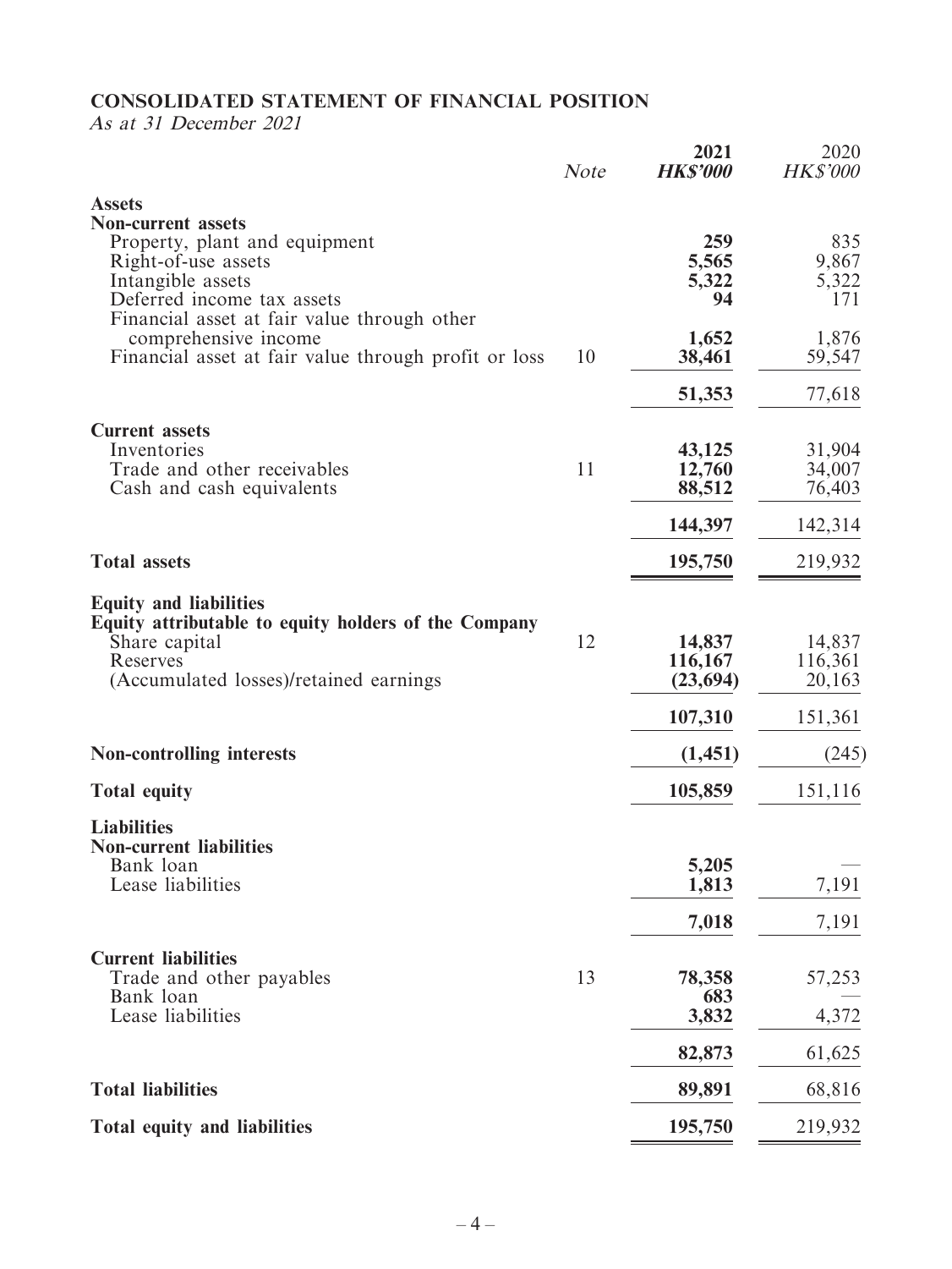**CONSOLIDATED STATEMENT OF FINANCIAL POSITION**

*As at 31 December 2021*

| | *Note* | **2021** ***HK$'000*** | 2020 *HK$'000* |
|---|---|---|---|
| **Assets** | | | |
| **Non-current assets** | | | |
| Property, plant and equipment | | **259** | 835 |
| Right-of-use assets | | **5,565** | 9,867 |
| Intangible assets | | **5,322** | 5,322 |
| Deferred income tax assets | | **94** | 171 |
| Financial asset at fair value through other comprehensive income | | **1,652** | 1,876 |
| Financial asset at fair value through profit or loss | 10 | **38,461** | 59,547 |
| | | **51,353** | 77,618 |
| **Current assets** | | | |
| Inventories | | **43,125** | 31,904 |
| Trade and other receivables | 11 | **12,760** | 34,007 |
| Cash and cash equivalents | | **88,512** | 76,403 |
| | | **144,397** | 142,314 |
| **Total assets** | | **195,750** | 219,932 |
| **Equity and liabilities** | | | |
| **Equity attributable to equity holders of the Company** | | | |
| Share capital | 12 | **14,837** | 14,837 |
| Reserves | | **116,167** | 116,361 |
| (Accumulated losses)/retained earnings | | **(23,694)** | 20,163 |
| | | **107,310** | 151,361 |
| **Non-controlling interests** | | **(1,451)** | (245) |
| **Total equity** | | **105,859** | 151,116 |
| **Liabilities** | | | |
| **Non-current liabilities** | | | |
| Bank loan | | **5,205** | — |
| Lease liabilities | | **1,813** | 7,191 |
| | | **7,018** | 7,191 |
| **Current liabilities** | | | |
| Trade and other payables | 13 | **78,358** | 57,253 |
| Bank loan | | **683** | — |
| Lease liabilities | | **3,832** | 4,372 |
| | | **82,873** | 61,625 |
| **Total liabilities** | | **89,891** | 68,816 |
| **Total equity and liabilities** | | **195,750** | 219,932 |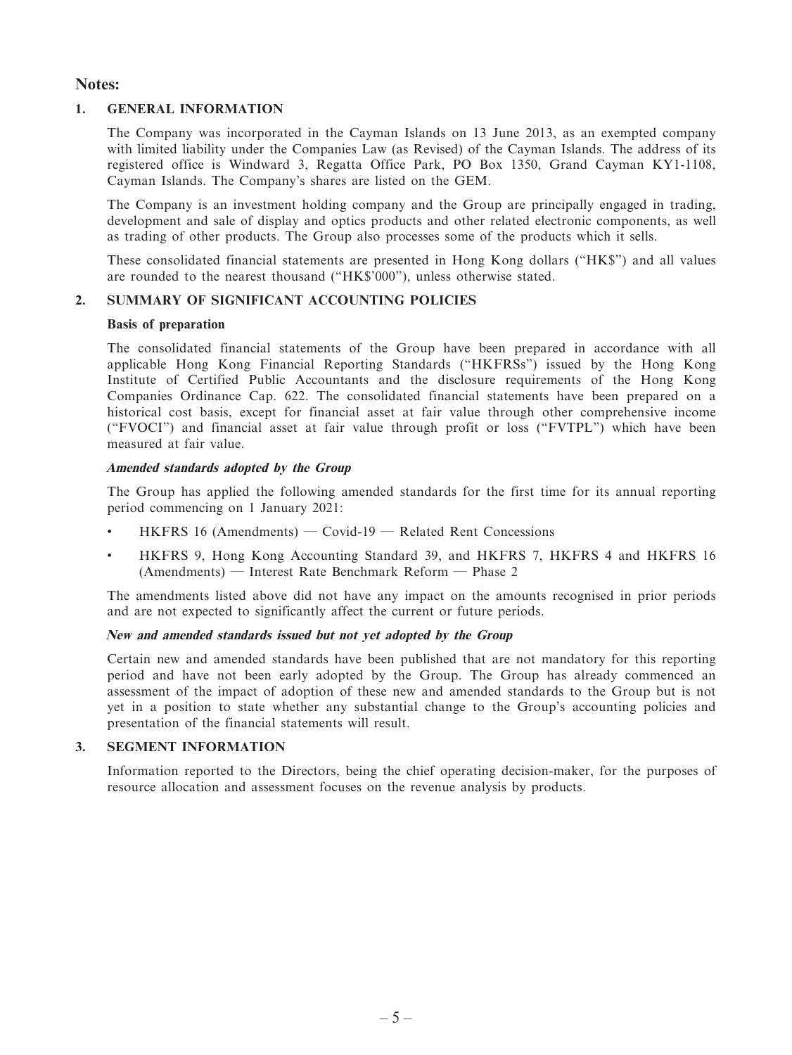## Notes:

### 1. GENERAL INFORMATION

The Company was incorporated in the Cayman Islands on 13 June 2013, as an exempted company with limited liability under the Companies Law (as Revised) of the Cayman Islands. The address of its registered office is Windward 3, Regatta Office Park, PO Box 1350, Grand Cayman KY1-1108, Cayman Islands. The Company's shares are listed on the GEM.

The Company is an investment holding company and the Group are principally engaged in trading, development and sale of display and optics products and other related electronic components, as well as trading of other products. The Group also processes some of the products which it sells.

These consolidated financial statements are presented in Hong Kong dollars ("HK$") and all values are rounded to the nearest thousand ("HK$'000"), unless otherwise stated.

### 2. SUMMARY OF SIGNIFICANT ACCOUNTING POLICIES

**Basis of preparation**

The consolidated financial statements of the Group have been prepared in accordance with all applicable Hong Kong Financial Reporting Standards ("HKFRSs") issued by the Hong Kong Institute of Certified Public Accountants and the disclosure requirements of the Hong Kong Companies Ordinance Cap. 622. The consolidated financial statements have been prepared on a historical cost basis, except for financial asset at fair value through other comprehensive income ("FVOCI") and financial asset at fair value through profit or loss ("FVTPL") which have been measured at fair value.

***Amended standards adopted by the Group***

The Group has applied the following amended standards for the first time for its annual reporting period commencing on 1 January 2021:

- HKFRS 16 (Amendments) — Covid-19 — Related Rent Concessions
- HKFRS 9, Hong Kong Accounting Standard 39, and HKFRS 7, HKFRS 4 and HKFRS 16 (Amendments) — Interest Rate Benchmark Reform — Phase 2

The amendments listed above did not have any impact on the amounts recognised in prior periods and are not expected to significantly affect the current or future periods.

***New and amended standards issued but not yet adopted by the Group***

Certain new and amended standards have been published that are not mandatory for this reporting period and have not been early adopted by the Group. The Group has already commenced an assessment of the impact of adoption of these new and amended standards to the Group but is not yet in a position to state whether any substantial change to the Group's accounting policies and presentation of the financial statements will result.

### 3. SEGMENT INFORMATION

Information reported to the Directors, being the chief operating decision-maker, for the purposes of resource allocation and assessment focuses on the revenue analysis by products.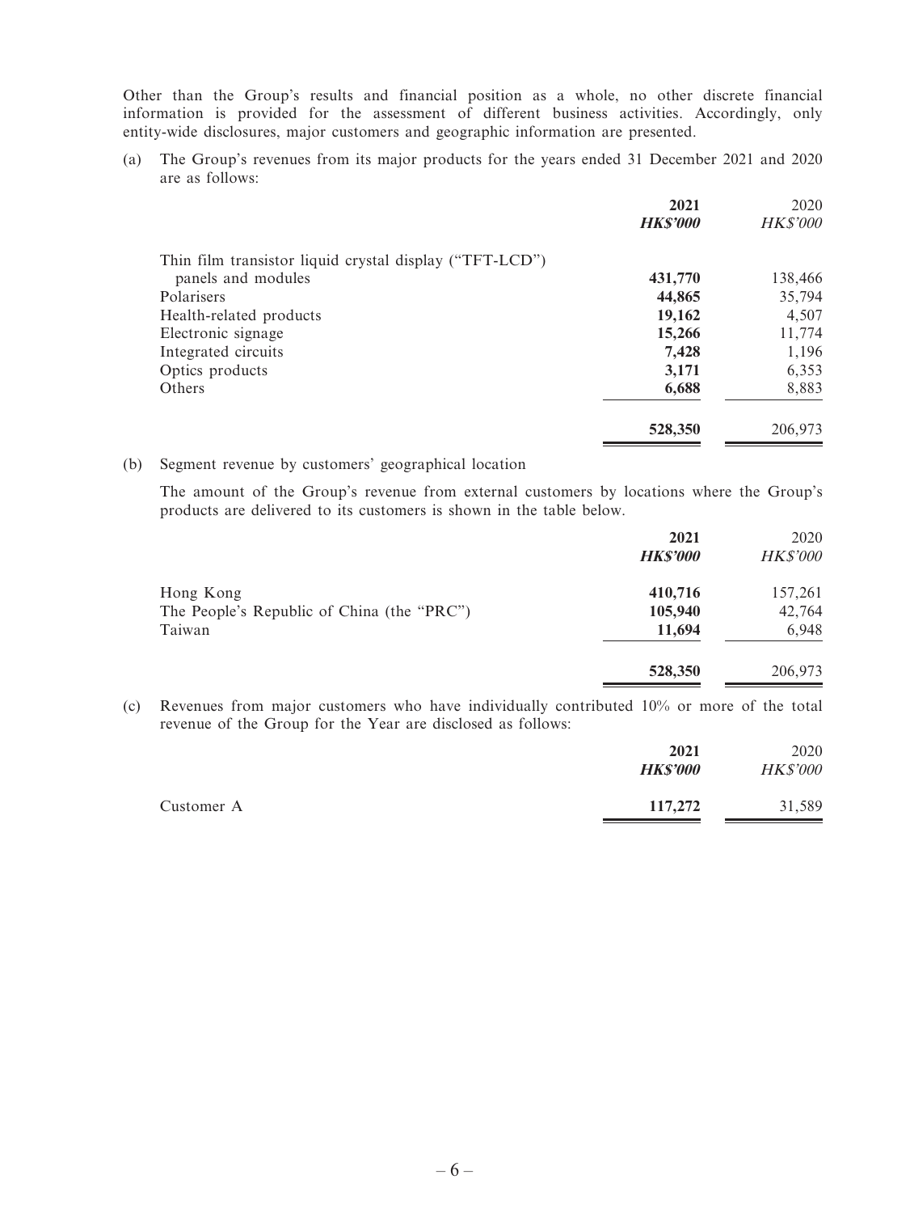Other than the Group's results and financial position as a whole, no other discrete financial information is provided for the assessment of different business activities. Accordingly, only entity-wide disclosures, major customers and geographic information are presented.

(a) The Group's revenues from its major products for the years ended 31 December 2021 and 2020 are as follows:

| | **2021** | 2020 |
|---|---|---|
| | ***HK$'000*** | *HK$'000* |
| Thin film transistor liquid crystal display ("TFT-LCD") panels and modules | **431,770** | 138,466 |
| Polarisers | **44,865** | 35,794 |
| Health-related products | **19,162** | 4,507 |
| Electronic signage | **15,266** | 11,774 |
| Integrated circuits | **7,428** | 1,196 |
| Optics products | **3,171** | 6,353 |
| Others | **6,688** | 8,883 |
| | **528,350** | 206,973 |

(b) Segment revenue by customers' geographical location

The amount of the Group's revenue from external customers by locations where the Group's products are delivered to its customers is shown in the table below.

| | **2021** | 2020 |
|---|---|---|
| | ***HK$'000*** | *HK$'000* |
| Hong Kong | **410,716** | 157,261 |
| The People's Republic of China (the "PRC") | **105,940** | 42,764 |
| Taiwan | **11,694** | 6,948 |
| | **528,350** | 206,973 |

(c) Revenues from major customers who have individually contributed 10% or more of the total revenue of the Group for the Year are disclosed as follows:

| | **2021** | 2020 |
|---|---|---|
| | ***HK$'000*** | *HK$'000* |
| Customer A | **117,272** | 31,589 |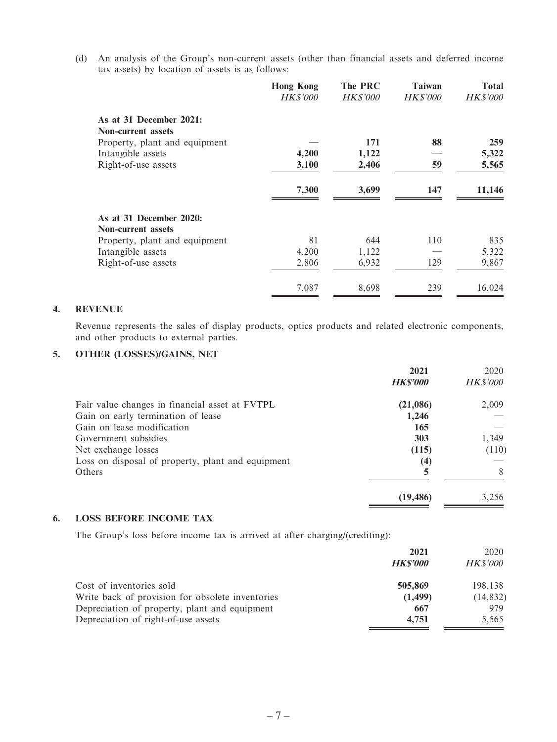(d) An analysis of the Group's non-current assets (other than financial assets and deferred income tax assets) by location of assets is as follows:

| | Hong Kong<br>*HK$'000* | The PRC<br>*HK$'000* | Taiwan<br>*HK$'000* | Total<br>*HK$'000* |
|---|---|---|---|---|
| **As at 31 December 2021:** | | | | |
| **Non-current assets** | | | | |
| Property, plant and equipment | **—** | **171** | **88** | **259** |
| Intangible assets | **4,200** | **1,122** | **—** | **5,322** |
| Right-of-use assets | **3,100** | **2,406** | **59** | **5,565** |
| | **7,300** | **3,699** | **147** | **11,146** |
| **As at 31 December 2020:** | | | | |
| **Non-current assets** | | | | |
| Property, plant and equipment | 81 | 644 | 110 | 835 |
| Intangible assets | 4,200 | 1,122 | — | 5,322 |
| Right-of-use assets | 2,806 | 6,932 | 129 | 9,867 |
| | 7,087 | 8,698 | 239 | 16,024 |

## 4. REVENUE

Revenue represents the sales of display products, optics products and related electronic components, and other products to external parties.

## 5. OTHER (LOSSES)/GAINS, NET

| | 2021<br>*HK$'000* | 2020<br>*HK$'000* |
|---|---|---|
| Fair value changes in financial asset at FVTPL | **(21,086)** | 2,009 |
| Gain on early termination of lease | **1,246** | — |
| Gain on lease modification | **165** | — |
| Government subsidies | **303** | 1,349 |
| Net exchange losses | **(115)** | (110) |
| Loss on disposal of property, plant and equipment | **(4)** | — |
| Others | **5** | 8 |
| | **(19,486)** | 3,256 |

## 6. LOSS BEFORE INCOME TAX

The Group's loss before income tax is arrived at after charging/(crediting):

| | 2021<br>*HK$'000* | 2020<br>*HK$'000* |
|---|---|---|
| Cost of inventories sold | **505,869** | 198,138 |
| Write back of provision for obsolete inventories | **(1,499)** | (14,832) |
| Depreciation of property, plant and equipment | **667** | 979 |
| Depreciation of right-of-use assets | **4,751** | 5,565 |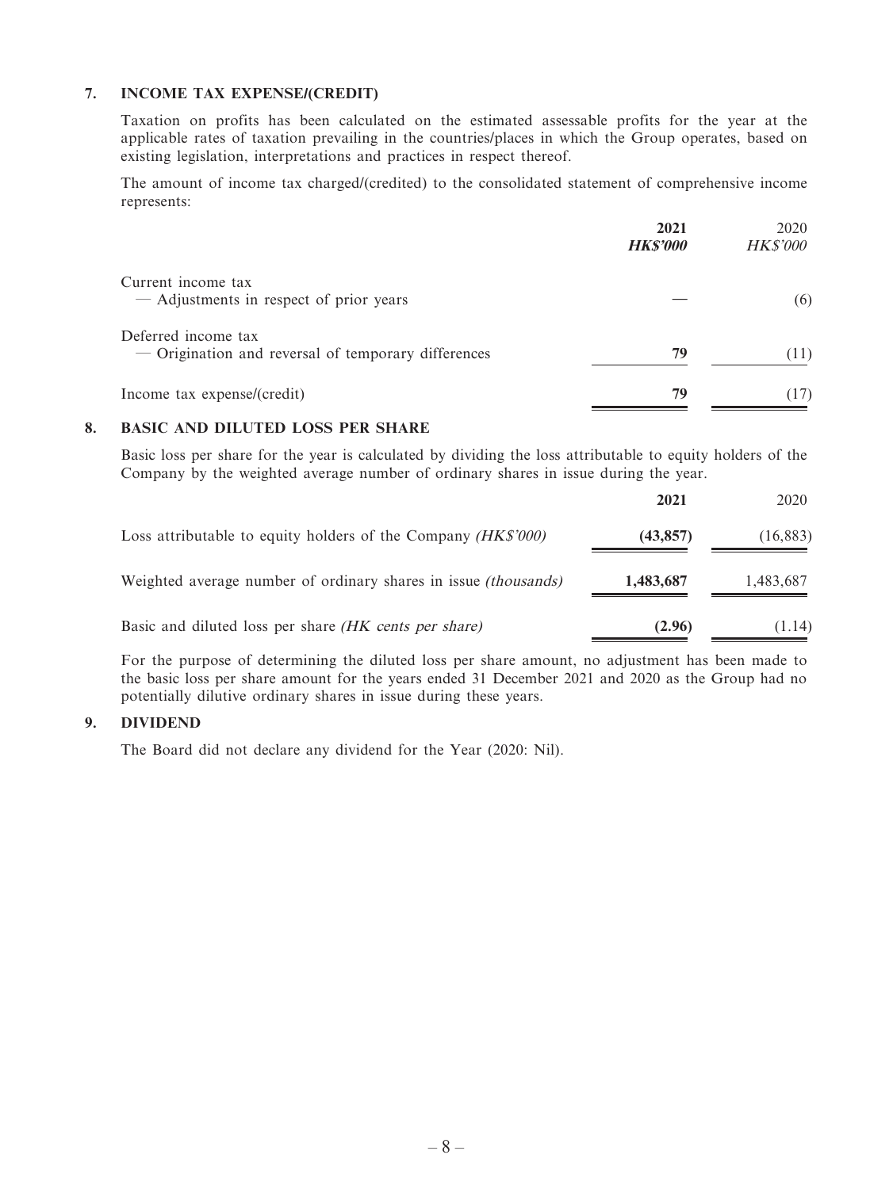## 7. INCOME TAX EXPENSE/(CREDIT)

Taxation on profits has been calculated on the estimated assessable profits for the year at the applicable rates of taxation prevailing in the countries/places in which the Group operates, based on existing legislation, interpretations and practices in respect thereof.

The amount of income tax charged/(credited) to the consolidated statement of comprehensive income represents:

| | **2021** | 2020 |
|---|---|---|
| | ***HK$'000*** | *HK$'000* |
| Current income tax | | |
| — Adjustments in respect of prior years | — | (6) |
| Deferred income tax | | |
| — Origination and reversal of temporary differences | **79** | (11) |
| Income tax expense/(credit) | **79** | (17) |

## 8. BASIC AND DILUTED LOSS PER SHARE

Basic loss per share for the year is calculated by dividing the loss attributable to equity holders of the Company by the weighted average number of ordinary shares in issue during the year.

| | **2021** | 2020 |
|---|---|---|
| Loss attributable to equity holders of the Company *(HK$'000)* | **(43,857)** | (16,883) |
| Weighted average number of ordinary shares in issue *(thousands)* | **1,483,687** | 1,483,687 |
| Basic and diluted loss per share *(HK cents per share)* | **(2.96)** | (1.14) |

For the purpose of determining the diluted loss per share amount, no adjustment has been made to the basic loss per share amount for the years ended 31 December 2021 and 2020 as the Group had no potentially dilutive ordinary shares in issue during these years.

## 9. DIVIDEND

The Board did not declare any dividend for the Year (2020: Nil).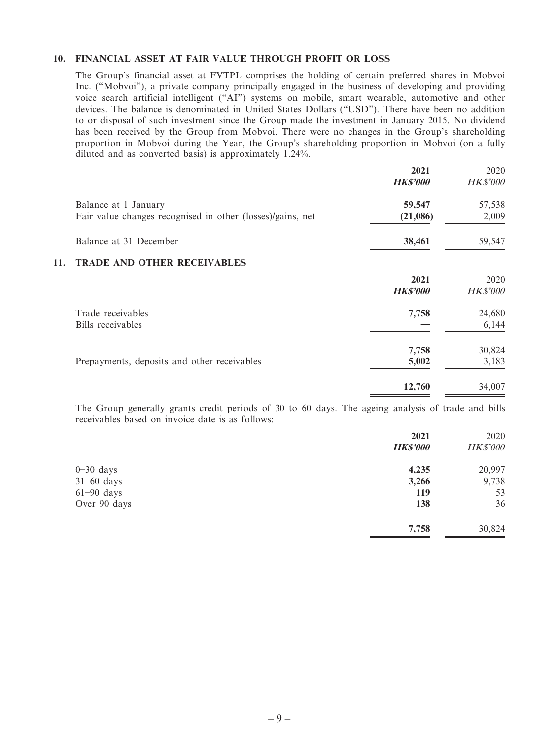## 10. FINANCIAL ASSET AT FAIR VALUE THROUGH PROFIT OR LOSS

The Group's financial asset at FVTPL comprises the holding of certain preferred shares in Mobvoi Inc. ("Mobvoi"), a private company principally engaged in the business of developing and providing voice search artificial intelligent ("AI") systems on mobile, smart wearable, automotive and other devices. The balance is denominated in United States Dollars ("USD"). There have been no addition to or disposal of such investment since the Group made the investment in January 2015. No dividend has been received by the Group from Mobvoi. There were no changes in the Group's shareholding proportion in Mobvoi during the Year, the Group's shareholding proportion in Mobvoi (on a fully diluted and as converted basis) is approximately 1.24%.

| | **2021** | 2020 |
|---|---|---|
| | ***HK$'000*** | *HK$'000* |
| Balance at 1 January | **59,547** | 57,538 |
| Fair value changes recognised in other (losses)/gains, net | **(21,086)** | 2,009 |
| Balance at 31 December | **38,461** | 59,547 |

## 11. TRADE AND OTHER RECEIVABLES

| | **2021** | 2020 |
|---|---|---|
| | ***HK$'000*** | *HK$'000* |
| Trade receivables | **7,758** | 24,680 |
| Bills receivables | — | 6,144 |
| | **7,758** | 30,824 |
| Prepayments, deposits and other receivables | **5,002** | 3,183 |
| | **12,760** | 34,007 |

The Group generally grants credit periods of 30 to 60 days. The ageing analysis of trade and bills receivables based on invoice date is as follows:

| | **2021** | 2020 |
|---|---|---|
| | ***HK$'000*** | *HK$'000* |
| 0–30 days | **4,235** | 20,997 |
| 31–60 days | **3,266** | 9,738 |
| 61–90 days | **119** | 53 |
| Over 90 days | **138** | 36 |
| | **7,758** | 30,824 |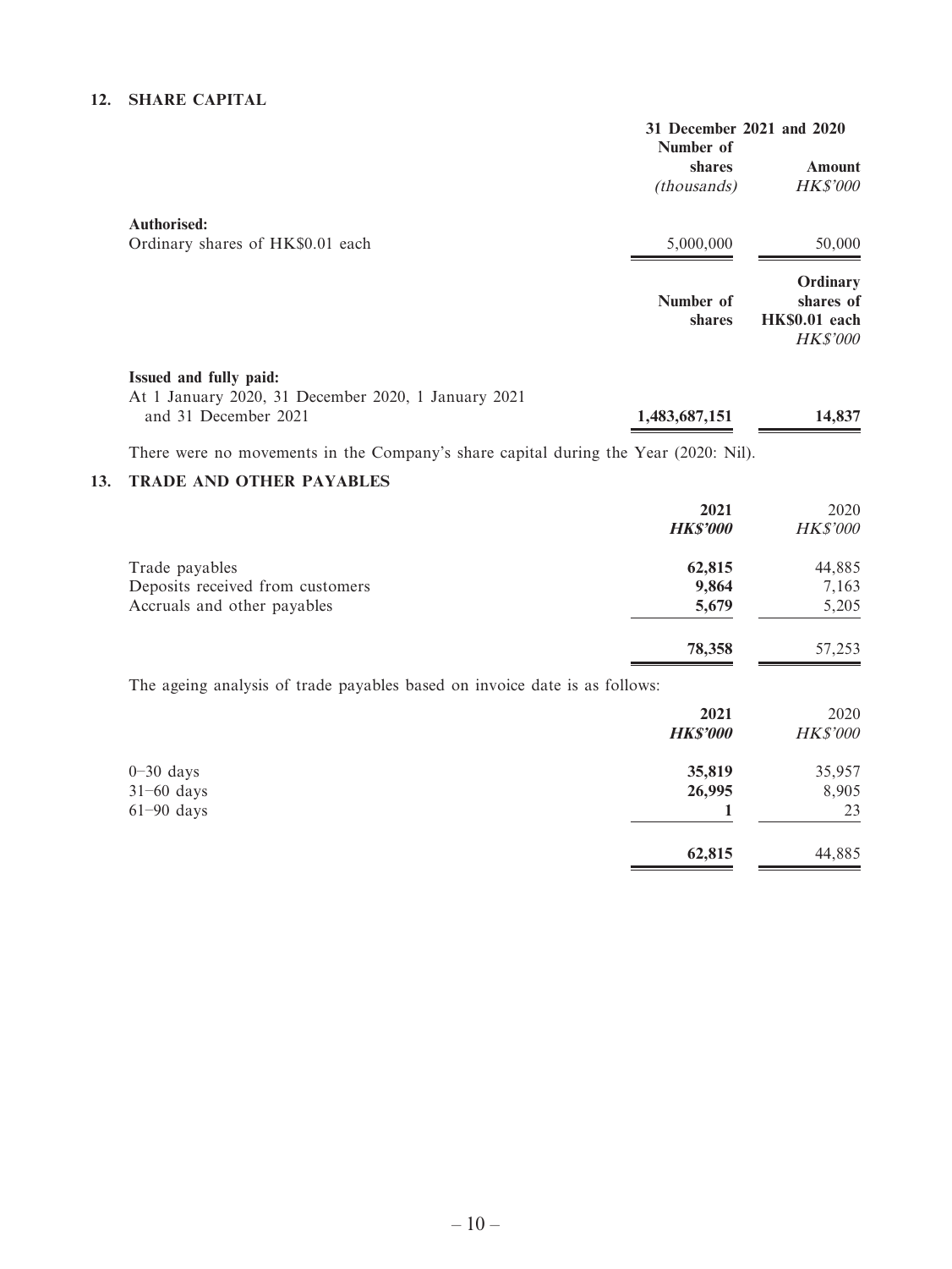## 12. SHARE CAPITAL

| | 31 December 2021 and 2020 | |
|---|---|---|
| | Number of shares *(thousands)* | Amount *HK$'000* |
| **Authorised:** | | |
| Ordinary shares of HK$0.01 each | 5,000,000 | 50,000 |

| | Number of shares | Ordinary shares of HK$0.01 each *HK$'000* |
|---|---|---|
| **Issued and fully paid:** | | |
| At 1 January 2020, 31 December 2020, 1 January 2021 and 31 December 2021 | **1,483,687,151** | **14,837** |

There were no movements in the Company's share capital during the Year (2020: Nil).

## 13. TRADE AND OTHER PAYABLES

| | **2021** *HK$'000* | 2020 *HK$'000* |
|---|---|---|
| Trade payables | **62,815** | 44,885 |
| Deposits received from customers | **9,864** | 7,163 |
| Accruals and other payables | **5,679** | 5,205 |
| | **78,358** | 57,253 |

The ageing analysis of trade payables based on invoice date is as follows:

| | **2021** *HK$'000* | 2020 *HK$'000* |
|---|---|---|
| 0–30 days | **35,819** | 35,957 |
| 31–60 days | **26,995** | 8,905 |
| 61–90 days | **1** | 23 |
| | **62,815** | 44,885 |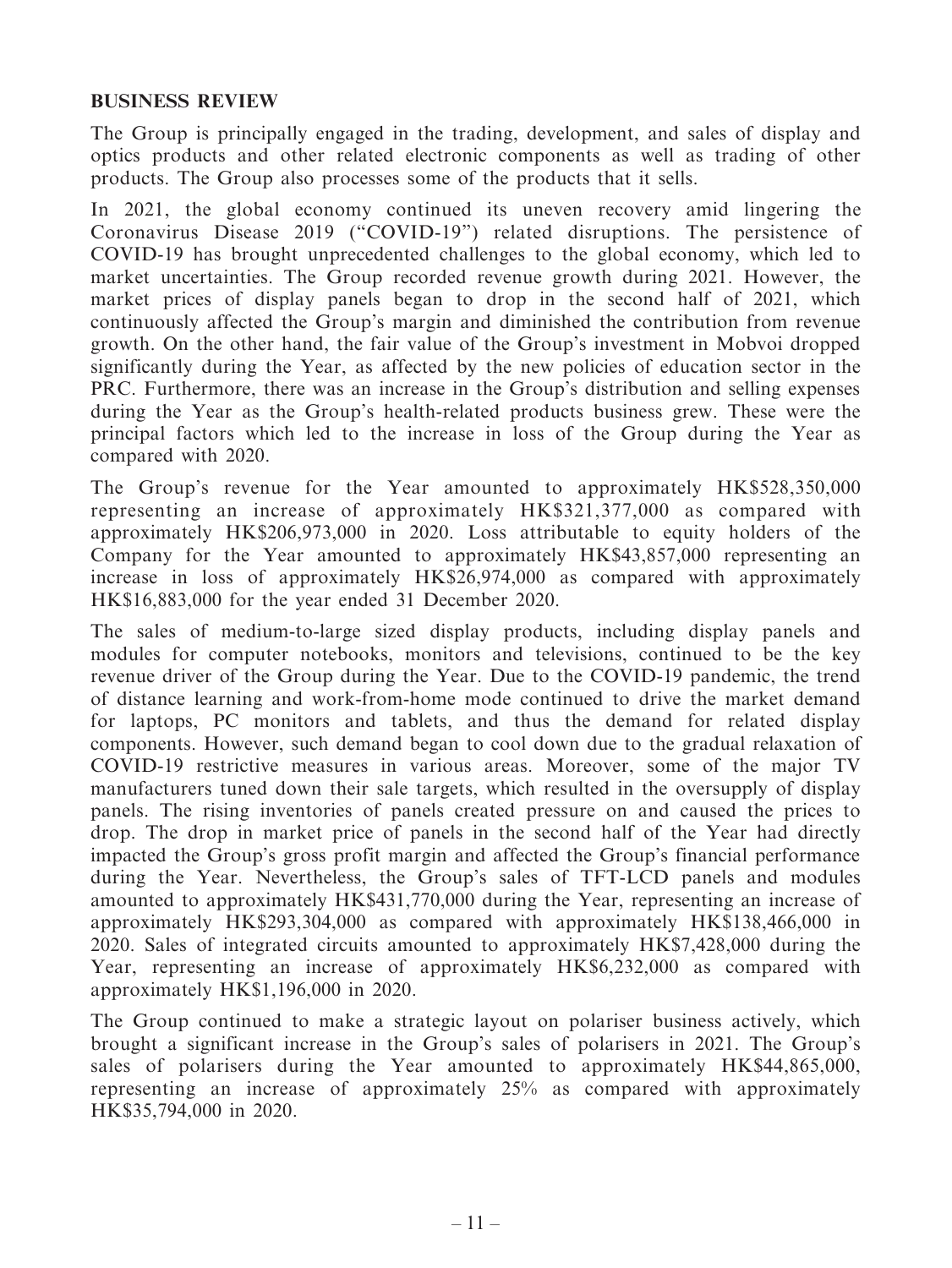## BUSINESS REVIEW

The Group is principally engaged in the trading, development, and sales of display and optics products and other related electronic components as well as trading of other products. The Group also processes some of the products that it sells.

In 2021, the global economy continued its uneven recovery amid lingering the Coronavirus Disease 2019 ("COVID-19") related disruptions. The persistence of COVID-19 has brought unprecedented challenges to the global economy, which led to market uncertainties. The Group recorded revenue growth during 2021. However, the market prices of display panels began to drop in the second half of 2021, which continuously affected the Group's margin and diminished the contribution from revenue growth. On the other hand, the fair value of the Group's investment in Mobvoi dropped significantly during the Year, as affected by the new policies of education sector in the PRC. Furthermore, there was an increase in the Group's distribution and selling expenses during the Year as the Group's health-related products business grew. These were the principal factors which led to the increase in loss of the Group during the Year as compared with 2020.

The Group's revenue for the Year amounted to approximately HK$528,350,000 representing an increase of approximately HK$321,377,000 as compared with approximately HK$206,973,000 in 2020. Loss attributable to equity holders of the Company for the Year amounted to approximately HK$43,857,000 representing an increase in loss of approximately HK$26,974,000 as compared with approximately HK$16,883,000 for the year ended 31 December 2020.

The sales of medium-to-large sized display products, including display panels and modules for computer notebooks, monitors and televisions, continued to be the key revenue driver of the Group during the Year. Due to the COVID-19 pandemic, the trend of distance learning and work-from-home mode continued to drive the market demand for laptops, PC monitors and tablets, and thus the demand for related display components. However, such demand began to cool down due to the gradual relaxation of COVID-19 restrictive measures in various areas. Moreover, some of the major TV manufacturers tuned down their sale targets, which resulted in the oversupply of display panels. The rising inventories of panels created pressure on and caused the prices to drop. The drop in market price of panels in the second half of the Year had directly impacted the Group's gross profit margin and affected the Group's financial performance during the Year. Nevertheless, the Group's sales of TFT-LCD panels and modules amounted to approximately HK$431,770,000 during the Year, representing an increase of approximately HK$293,304,000 as compared with approximately HK$138,466,000 in 2020. Sales of integrated circuits amounted to approximately HK$7,428,000 during the Year, representing an increase of approximately HK$6,232,000 as compared with approximately HK$1,196,000 in 2020.

The Group continued to make a strategic layout on polariser business actively, which brought a significant increase in the Group's sales of polarisers in 2021. The Group's sales of polarisers during the Year amounted to approximately HK$44,865,000, representing an increase of approximately 25% as compared with approximately HK$35,794,000 in 2020.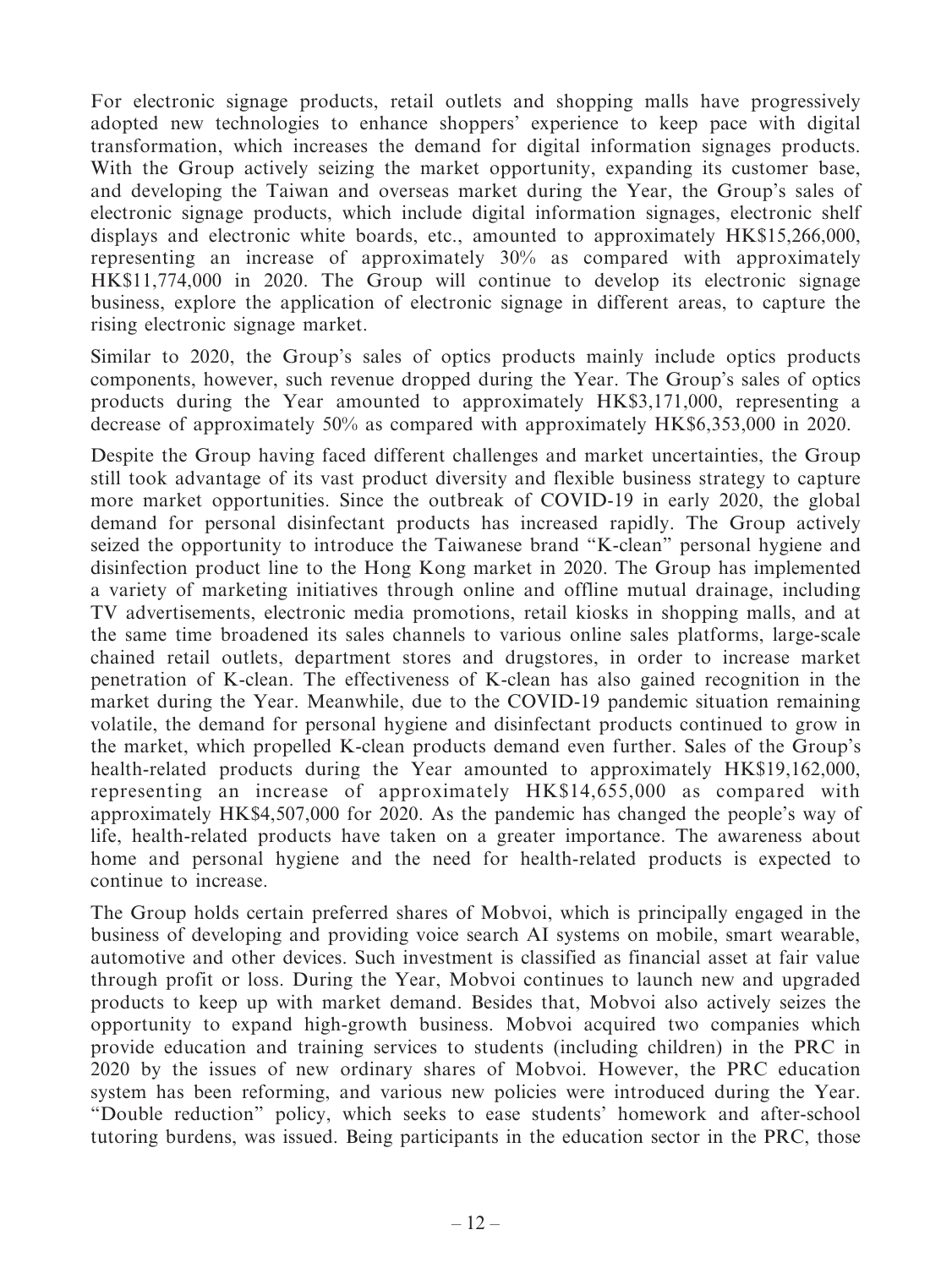For electronic signage products, retail outlets and shopping malls have progressively adopted new technologies to enhance shoppers' experience to keep pace with digital transformation, which increases the demand for digital information signages products. With the Group actively seizing the market opportunity, expanding its customer base, and developing the Taiwan and overseas market during the Year, the Group's sales of electronic signage products, which include digital information signages, electronic shelf displays and electronic white boards, etc., amounted to approximately HK$15,266,000, representing an increase of approximately 30% as compared with approximately HK$11,774,000 in 2020. The Group will continue to develop its electronic signage business, explore the application of electronic signage in different areas, to capture the rising electronic signage market.

Similar to 2020, the Group's sales of optics products mainly include optics products components, however, such revenue dropped during the Year. The Group's sales of optics products during the Year amounted to approximately HK$3,171,000, representing a decrease of approximately 50% as compared with approximately HK$6,353,000 in 2020.

Despite the Group having faced different challenges and market uncertainties, the Group still took advantage of its vast product diversity and flexible business strategy to capture more market opportunities. Since the outbreak of COVID-19 in early 2020, the global demand for personal disinfectant products has increased rapidly. The Group actively seized the opportunity to introduce the Taiwanese brand "K-clean" personal hygiene and disinfection product line to the Hong Kong market in 2020. The Group has implemented a variety of marketing initiatives through online and offline mutual drainage, including TV advertisements, electronic media promotions, retail kiosks in shopping malls, and at the same time broadened its sales channels to various online sales platforms, large-scale chained retail outlets, department stores and drugstores, in order to increase market penetration of K-clean. The effectiveness of K-clean has also gained recognition in the market during the Year. Meanwhile, due to the COVID-19 pandemic situation remaining volatile, the demand for personal hygiene and disinfectant products continued to grow in the market, which propelled K-clean products demand even further. Sales of the Group's health-related products during the Year amounted to approximately HK$19,162,000, representing an increase of approximately HK$14,655,000 as compared with approximately HK$4,507,000 for 2020. As the pandemic has changed the people's way of life, health-related products have taken on a greater importance. The awareness about home and personal hygiene and the need for health-related products is expected to continue to increase.

The Group holds certain preferred shares of Mobvoi, which is principally engaged in the business of developing and providing voice search AI systems on mobile, smart wearable, automotive and other devices. Such investment is classified as financial asset at fair value through profit or loss. During the Year, Mobvoi continues to launch new and upgraded products to keep up with market demand. Besides that, Mobvoi also actively seizes the opportunity to expand high-growth business. Mobvoi acquired two companies which provide education and training services to students (including children) in the PRC in 2020 by the issues of new ordinary shares of Mobvoi. However, the PRC education system has been reforming, and various new policies were introduced during the Year. "Double reduction" policy, which seeks to ease students' homework and after-school tutoring burdens, was issued. Being participants in the education sector in the PRC, those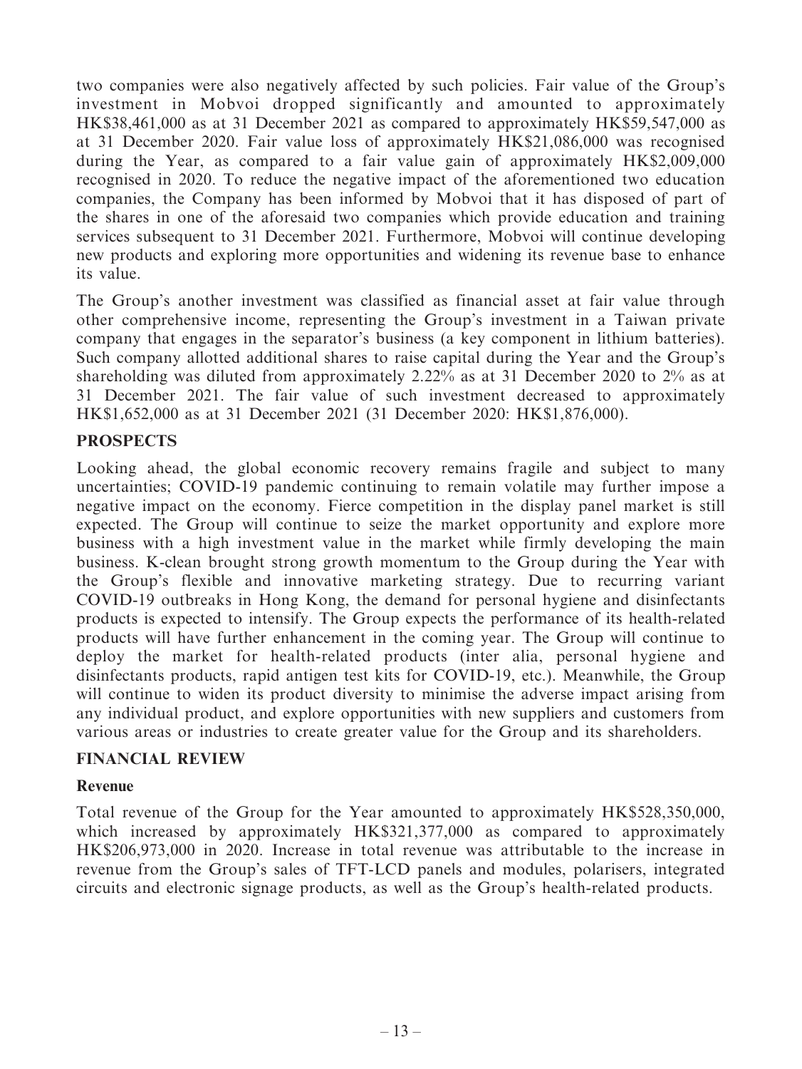two companies were also negatively affected by such policies. Fair value of the Group's investment in Mobvoi dropped significantly and amounted to approximately HK$38,461,000 as at 31 December 2021 as compared to approximately HK$59,547,000 as at 31 December 2020. Fair value loss of approximately HK$21,086,000 was recognised during the Year, as compared to a fair value gain of approximately HK$2,009,000 recognised in 2020. To reduce the negative impact of the aforementioned two education companies, the Company has been informed by Mobvoi that it has disposed of part of the shares in one of the aforesaid two companies which provide education and training services subsequent to 31 December 2021. Furthermore, Mobvoi will continue developing new products and exploring more opportunities and widening its revenue base to enhance its value.

The Group's another investment was classified as financial asset at fair value through other comprehensive income, representing the Group's investment in a Taiwan private company that engages in the separator's business (a key component in lithium batteries). Such company allotted additional shares to raise capital during the Year and the Group's shareholding was diluted from approximately 2.22% as at 31 December 2020 to 2% as at 31 December 2021. The fair value of such investment decreased to approximately HK$1,652,000 as at 31 December 2021 (31 December 2020: HK$1,876,000).

## PROSPECTS

Looking ahead, the global economic recovery remains fragile and subject to many uncertainties; COVID-19 pandemic continuing to remain volatile may further impose a negative impact on the economy. Fierce competition in the display panel market is still expected. The Group will continue to seize the market opportunity and explore more business with a high investment value in the market while firmly developing the main business. K-clean brought strong growth momentum to the Group during the Year with the Group's flexible and innovative marketing strategy. Due to recurring variant COVID-19 outbreaks in Hong Kong, the demand for personal hygiene and disinfectants products is expected to intensify. The Group expects the performance of its health-related products will have further enhancement in the coming year. The Group will continue to deploy the market for health-related products (inter alia, personal hygiene and disinfectants products, rapid antigen test kits for COVID-19, etc.). Meanwhile, the Group will continue to widen its product diversity to minimise the adverse impact arising from any individual product, and explore opportunities with new suppliers and customers from various areas or industries to create greater value for the Group and its shareholders.

## FINANCIAL REVIEW

### Revenue

Total revenue of the Group for the Year amounted to approximately HK$528,350,000, which increased by approximately HK$321,377,000 as compared to approximately HK$206,973,000 in 2020. Increase in total revenue was attributable to the increase in revenue from the Group's sales of TFT-LCD panels and modules, polarisers, integrated circuits and electronic signage products, as well as the Group's health-related products.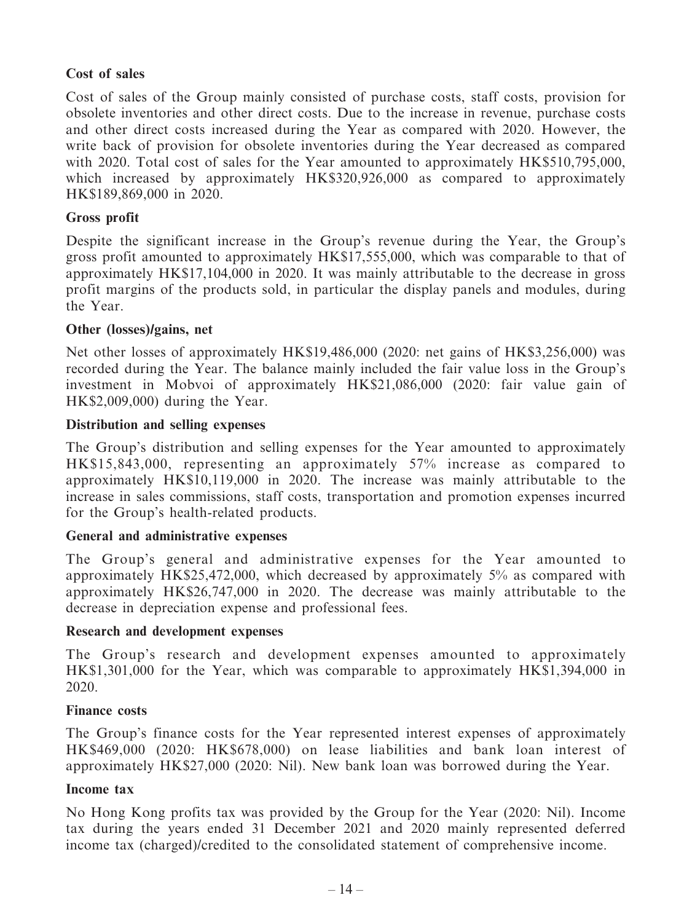**Cost of sales**

Cost of sales of the Group mainly consisted of purchase costs, staff costs, provision for obsolete inventories and other direct costs. Due to the increase in revenue, purchase costs and other direct costs increased during the Year as compared with 2020. However, the write back of provision for obsolete inventories during the Year decreased as compared with 2020. Total cost of sales for the Year amounted to approximately HK$510,795,000, which increased by approximately HK$320,926,000 as compared to approximately HK$189,869,000 in 2020.

**Gross profit**

Despite the significant increase in the Group's revenue during the Year, the Group's gross profit amounted to approximately HK$17,555,000, which was comparable to that of approximately HK$17,104,000 in 2020. It was mainly attributable to the decrease in gross profit margins of the products sold, in particular the display panels and modules, during the Year.

**Other (losses)/gains, net**

Net other losses of approximately HK$19,486,000 (2020: net gains of HK$3,256,000) was recorded during the Year. The balance mainly included the fair value loss in the Group's investment in Mobvoi of approximately HK$21,086,000 (2020: fair value gain of HK$2,009,000) during the Year.

**Distribution and selling expenses**

The Group's distribution and selling expenses for the Year amounted to approximately HK$15,843,000, representing an approximately 57% increase as compared to approximately HK$10,119,000 in 2020. The increase was mainly attributable to the increase in sales commissions, staff costs, transportation and promotion expenses incurred for the Group's health-related products.

**General and administrative expenses**

The Group's general and administrative expenses for the Year amounted to approximately HK$25,472,000, which decreased by approximately 5% as compared with approximately HK$26,747,000 in 2020. The decrease was mainly attributable to the decrease in depreciation expense and professional fees.

**Research and development expenses**

The Group's research and development expenses amounted to approximately HK$1,301,000 for the Year, which was comparable to approximately HK$1,394,000 in 2020.

**Finance costs**

The Group's finance costs for the Year represented interest expenses of approximately HK$469,000 (2020: HK$678,000) on lease liabilities and bank loan interest of approximately HK$27,000 (2020: Nil). New bank loan was borrowed during the Year.

**Income tax**

No Hong Kong profits tax was provided by the Group for the Year (2020: Nil). Income tax during the years ended 31 December 2021 and 2020 mainly represented deferred income tax (charged)/credited to the consolidated statement of comprehensive income.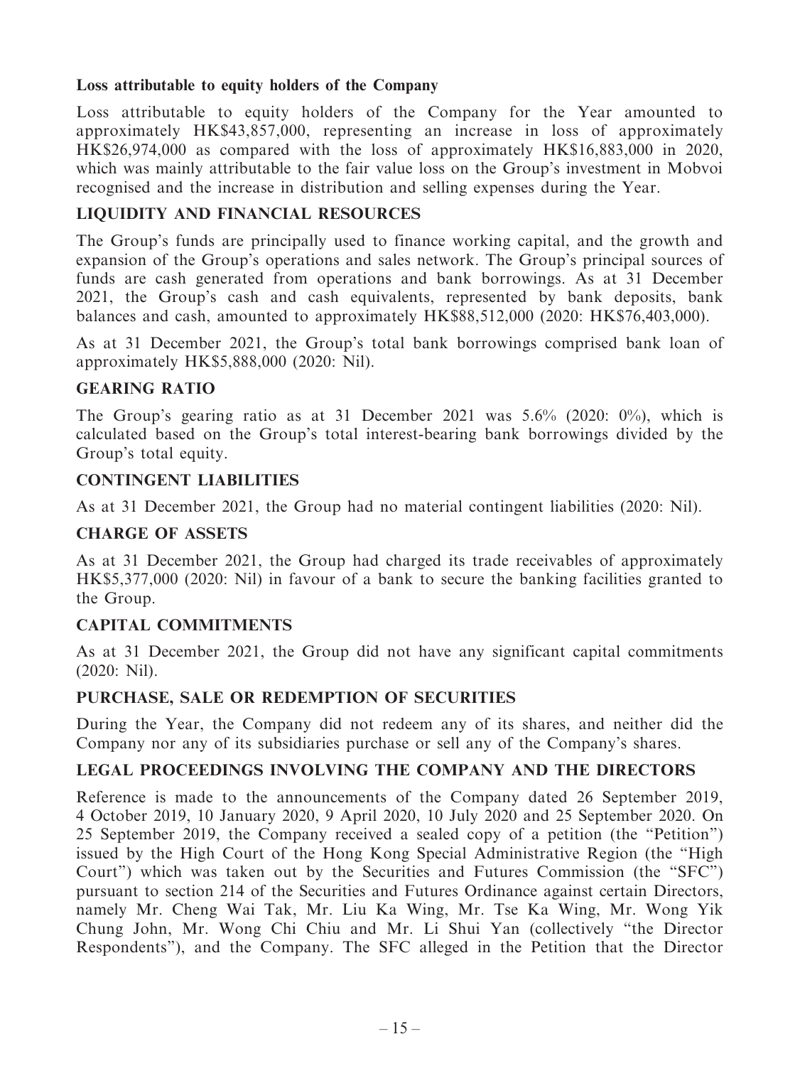**Loss attributable to equity holders of the Company**

Loss attributable to equity holders of the Company for the Year amounted to approximately HK$43,857,000, representing an increase in loss of approximately HK$26,974,000 as compared with the loss of approximately HK$16,883,000 in 2020, which was mainly attributable to the fair value loss on the Group's investment in Mobvoi recognised and the increase in distribution and selling expenses during the Year.

## LIQUIDITY AND FINANCIAL RESOURCES

The Group's funds are principally used to finance working capital, and the growth and expansion of the Group's operations and sales network. The Group's principal sources of funds are cash generated from operations and bank borrowings. As at 31 December 2021, the Group's cash and cash equivalents, represented by bank deposits, bank balances and cash, amounted to approximately HK$88,512,000 (2020: HK$76,403,000).

As at 31 December 2021, the Group's total bank borrowings comprised bank loan of approximately HK$5,888,000 (2020: Nil).

## GEARING RATIO

The Group's gearing ratio as at 31 December 2021 was 5.6% (2020: 0%), which is calculated based on the Group's total interest-bearing bank borrowings divided by the Group's total equity.

## CONTINGENT LIABILITIES

As at 31 December 2021, the Group had no material contingent liabilities (2020: Nil).

## CHARGE OF ASSETS

As at 31 December 2021, the Group had charged its trade receivables of approximately HK$5,377,000 (2020: Nil) in favour of a bank to secure the banking facilities granted to the Group.

## CAPITAL COMMITMENTS

As at 31 December 2021, the Group did not have any significant capital commitments (2020: Nil).

## PURCHASE, SALE OR REDEMPTION OF SECURITIES

During the Year, the Company did not redeem any of its shares, and neither did the Company nor any of its subsidiaries purchase or sell any of the Company's shares.

## LEGAL PROCEEDINGS INVOLVING THE COMPANY AND THE DIRECTORS

Reference is made to the announcements of the Company dated 26 September 2019, 4 October 2019, 10 January 2020, 9 April 2020, 10 July 2020 and 25 September 2020. On 25 September 2019, the Company received a sealed copy of a petition (the "Petition") issued by the High Court of the Hong Kong Special Administrative Region (the "High Court") which was taken out by the Securities and Futures Commission (the "SFC") pursuant to section 214 of the Securities and Futures Ordinance against certain Directors, namely Mr. Cheng Wai Tak, Mr. Liu Ka Wing, Mr. Tse Ka Wing, Mr. Wong Yik Chung John, Mr. Wong Chi Chiu and Mr. Li Shui Yan (collectively "the Director Respondents"), and the Company. The SFC alleged in the Petition that the Director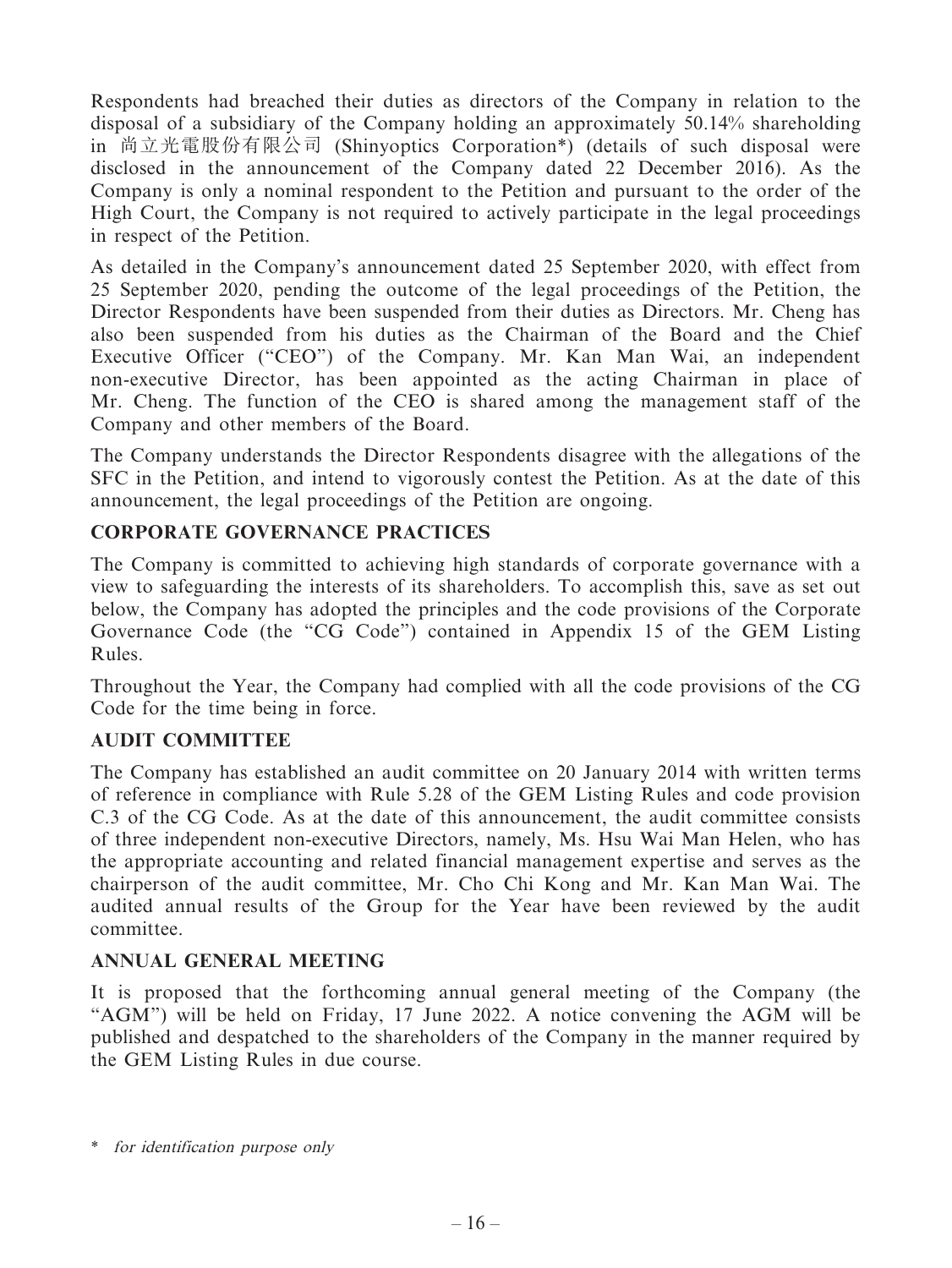Respondents had breached their duties as directors of the Company in relation to the disposal of a subsidiary of the Company holding an approximately 50.14% shareholding in 尚立光電股份有限公司 (Shinyoptics Corporation*) (details of such disposal were disclosed in the announcement of the Company dated 22 December 2016). As the Company is only a nominal respondent to the Petition and pursuant to the order of the High Court, the Company is not required to actively participate in the legal proceedings in respect of the Petition.

As detailed in the Company's announcement dated 25 September 2020, with effect from 25 September 2020, pending the outcome of the legal proceedings of the Petition, the Director Respondents have been suspended from their duties as Directors. Mr. Cheng has also been suspended from his duties as the Chairman of the Board and the Chief Executive Officer ("CEO") of the Company. Mr. Kan Man Wai, an independent non-executive Director, has been appointed as the acting Chairman in place of Mr. Cheng. The function of the CEO is shared among the management staff of the Company and other members of the Board.

The Company understands the Director Respondents disagree with the allegations of the SFC in the Petition, and intend to vigorously contest the Petition. As at the date of this announcement, the legal proceedings of the Petition are ongoing.

## CORPORATE GOVERNANCE PRACTICES

The Company is committed to achieving high standards of corporate governance with a view to safeguarding the interests of its shareholders. To accomplish this, save as set out below, the Company has adopted the principles and the code provisions of the Corporate Governance Code (the "CG Code") contained in Appendix 15 of the GEM Listing Rules.

Throughout the Year, the Company had complied with all the code provisions of the CG Code for the time being in force.

## AUDIT COMMITTEE

The Company has established an audit committee on 20 January 2014 with written terms of reference in compliance with Rule 5.28 of the GEM Listing Rules and code provision C.3 of the CG Code. As at the date of this announcement, the audit committee consists of three independent non-executive Directors, namely, Ms. Hsu Wai Man Helen, who has the appropriate accounting and related financial management expertise and serves as the chairperson of the audit committee, Mr. Cho Chi Kong and Mr. Kan Man Wai. The audited annual results of the Group for the Year have been reviewed by the audit committee.

## ANNUAL GENERAL MEETING

It is proposed that the forthcoming annual general meeting of the Company (the "AGM") will be held on Friday, 17 June 2022. A notice convening the AGM will be published and despatched to the shareholders of the Company in the manner required by the GEM Listing Rules in due course.

\* *for identification purpose only*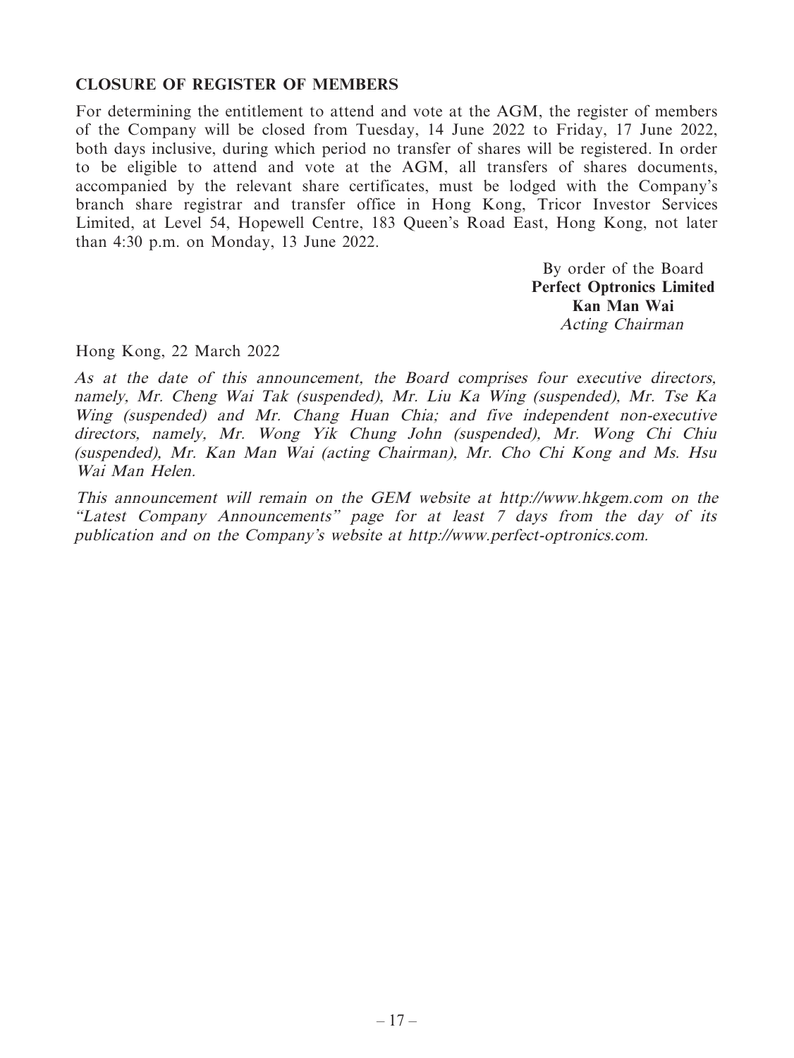**CLOSURE OF REGISTER OF MEMBERS**

For determining the entitlement to attend and vote at the AGM, the register of members of the Company will be closed from Tuesday, 14 June 2022 to Friday, 17 June 2022, both days inclusive, during which period no transfer of shares will be registered. In order to be eligible to attend and vote at the AGM, all transfers of shares documents, accompanied by the relevant share certificates, must be lodged with the Company's branch share registrar and transfer office in Hong Kong, Tricor Investor Services Limited, at Level 54, Hopewell Centre, 183 Queen's Road East, Hong Kong, not later than 4:30 p.m. on Monday, 13 June 2022.

By order of the Board
**Perfect Optronics Limited**
**Kan Man Wai**
*Acting Chairman*

Hong Kong, 22 March 2022

*As at the date of this announcement, the Board comprises four executive directors, namely, Mr. Cheng Wai Tak (suspended), Mr. Liu Ka Wing (suspended), Mr. Tse Ka Wing (suspended) and Mr. Chang Huan Chia; and five independent non-executive directors, namely, Mr. Wong Yik Chung John (suspended), Mr. Wong Chi Chiu (suspended), Mr. Kan Man Wai (acting Chairman), Mr. Cho Chi Kong and Ms. Hsu Wai Man Helen.*

*This announcement will remain on the GEM website at http://www.hkgem.com on the "Latest Company Announcements" page for at least 7 days from the day of its publication and on the Company's website at http://www.perfect-optronics.com.*